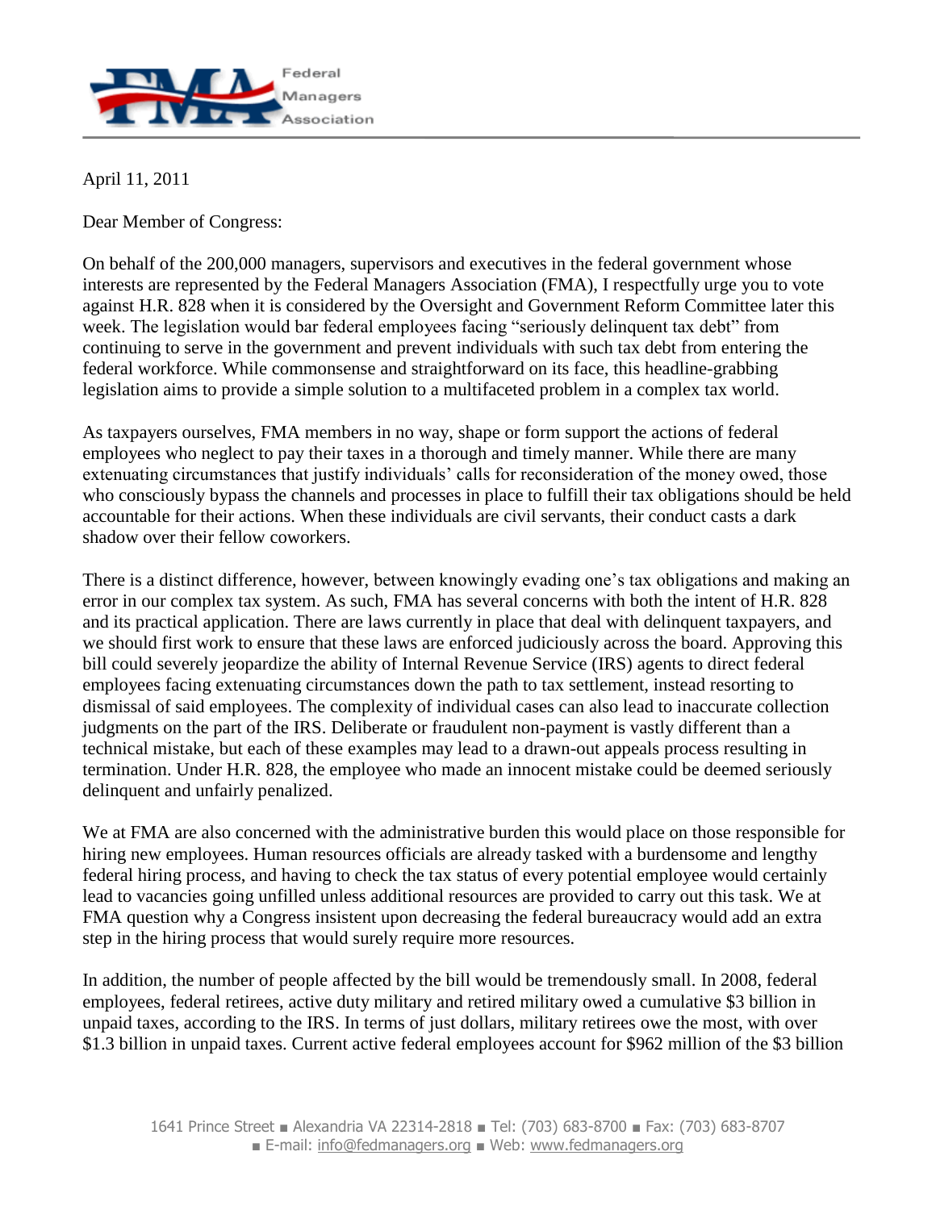Federal Managers Association

April 11, 2011

Dear Member of Congress:

On behalf of the 200,000 managers, supervisors and executives in the federal government whose interests are represented by the Federal Managers Association (FMA), I respectfully urge you to vote against H.R. 828 when it is considered by the Oversight and Government Reform Committee later this week. The legislation would bar federal employees facing "seriously delinquent tax debt" from continuing to serve in the government and prevent individuals with such tax debt from entering the federal workforce. While commonsense and straightforward on its face, this headline-grabbing legislation aims to provide a simple solution to a multifaceted problem in a complex tax world.

As taxpayers ourselves, FMA members in no way, shape or form support the actions of federal employees who neglect to pay their taxes in a thorough and timely manner. While there are many extenuating circumstances that justify individuals' calls for reconsideration of the money owed, those who consciously bypass the channels and processes in place to fulfill their tax obligations should be held accountable for their actions. When these individuals are civil servants, their conduct casts a dark shadow over their fellow coworkers.

There is a distinct difference, however, between knowingly evading one's tax obligations and making an error in our complex tax system. As such, FMA has several concerns with both the intent of H.R. 828 and its practical application. There are laws currently in place that deal with delinquent taxpayers, and we should first work to ensure that these laws are enforced judiciously across the board. Approving this bill could severely jeopardize the ability of Internal Revenue Service (IRS) agents to direct federal employees facing extenuating circumstances down the path to tax settlement, instead resorting to dismissal of said employees. The complexity of individual cases can also lead to inaccurate collection judgments on the part of the IRS. Deliberate or fraudulent non-payment is vastly different than a technical mistake, but each of these examples may lead to a drawn-out appeals process resulting in termination. Under H.R. 828, the employee who made an innocent mistake could be deemed seriously delinquent and unfairly penalized.

We at FMA are also concerned with the administrative burden this would place on those responsible for hiring new employees. Human resources officials are already tasked with a burdensome and lengthy federal hiring process, and having to check the tax status of every potential employee would certainly lead to vacancies going unfilled unless additional resources are provided to carry out this task. We at FMA question why a Congress insistent upon decreasing the federal bureaucracy would add an extra step in the hiring process that would surely require more resources.

In addition, the number of people affected by the bill would be tremendously small. In 2008, federal employees, federal retirees, active duty military and retired military owed a cumulative $3 billion in unpaid taxes, according to the IRS. In terms of just dollars, military retirees owe the most, with over $1.3 billion in unpaid taxes. Current active federal employees account for $962 million of the $3 billion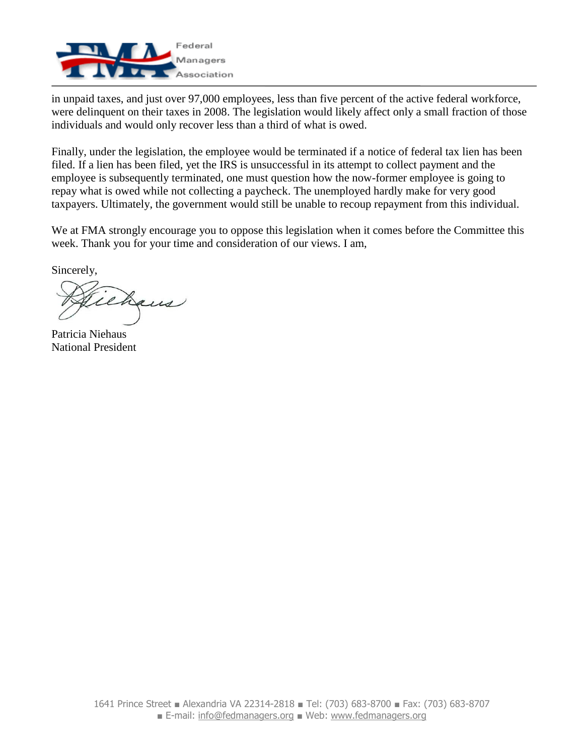in unpaid taxes, and just over 97,000 employees, less than five percent of the active federal workforce, were delinquent on their taxes in 2008. The legislation would likely affect only a small fraction of those individuals and would only recover less than a third of what is owed.

Finally, under the legislation, the employee would be terminated if a notice of federal tax lien has been filed. If a lien has been filed, yet the IRS is unsuccessful in its attempt to collect payment and the employee is subsequently terminated, one must question how the now-former employee is going to repay what is owed while not collecting a paycheck. The unemployed hardly make for very good taxpayers. Ultimately, the government would still be unable to recoup repayment from this individual.

We at FMA strongly encourage you to oppose this legislation when it comes before the Committee this week. Thank you for your time and consideration of our views. I am,

Sincerely,

Patricia Niehaus
National President